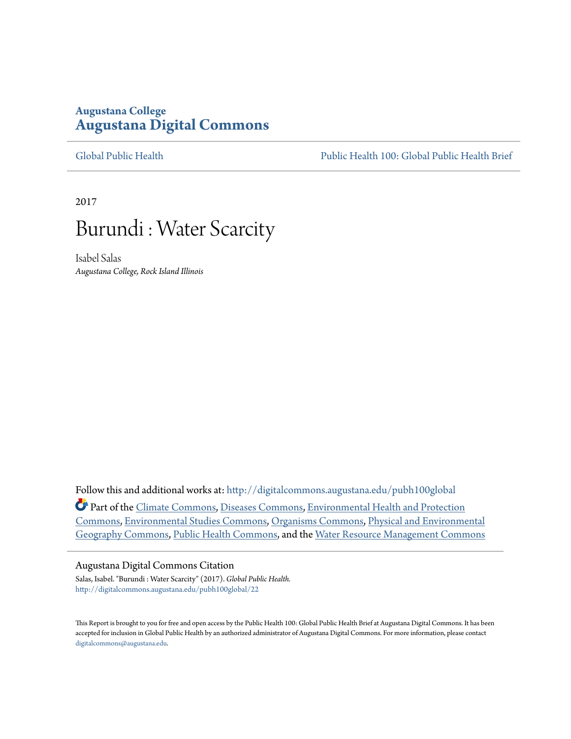**Augustana College**
# Augustana Digital Commons

Global Public Health | Public Health 100: Global Public Health Brief

2017

# Burundi : Water Scarcity

Isabel Salas
*Augustana College, Rock Island Illinois*

Follow this and additional works at: http://digitalcommons.augustana.edu/pubh100global

Part of the Climate Commons, Diseases Commons, Environmental Health and Protection Commons, Environmental Studies Commons, Organisms Commons, Physical and Environmental Geography Commons, Public Health Commons, and the Water Resource Management Commons

### Augustana Digital Commons Citation

Salas, Isabel. "Burundi : Water Scarcity" (2017). *Global Public Health.*
http://digitalcommons.augustana.edu/pubh100global/22

This Report is brought to you for free and open access by the Public Health 100: Global Public Health Brief at Augustana Digital Commons. It has been accepted for inclusion in Global Public Health by an authorized administrator of Augustana Digital Commons. For more information, please contact digitalcommons@augustana.edu.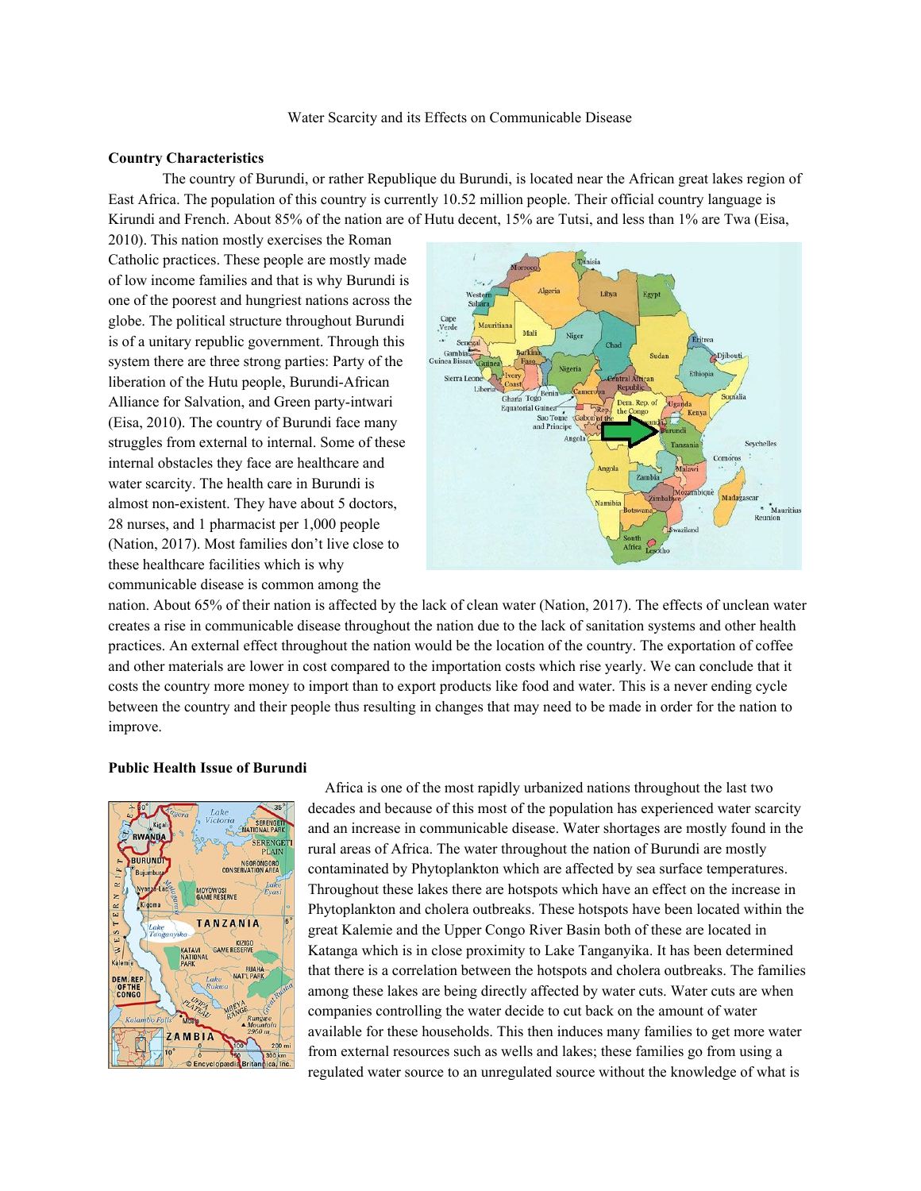Water Scarcity and its Effects on Communicable Disease

**Country Characteristics**

The country of Burundi, or rather Republique du Burundi, is located near the African great lakes region of East Africa. The population of this country is currently 10.52 million people. Their official country language is Kirundi and French. About 85% of the nation are of Hutu decent, 15% are Tutsi, and less than 1% are Twa (Eisa, 2010). This nation mostly exercises the Roman Catholic practices. These people are mostly made of low income families and that is why Burundi is one of the poorest and hungriest nations across the globe. The political structure throughout Burundi is of a unitary republic government. Through this system there are three strong parties: Party of the liberation of the Hutu people, Burundi-African Alliance for Salvation, and Green party-intwari (Eisa, 2010). The country of Burundi face many struggles from external to internal. Some of these internal obstacles they face are healthcare and water scarcity. The health care in Burundi is almost non-existent. They have about 5 doctors, 28 nurses, and 1 pharmacist per 1,000 people (Nation, 2017). Most families don't live close to these healthcare facilities which is why communicable disease is common among the nation. About 65% of their nation is affected by the lack of clean water (Nation, 2017). The effects of unclean water creates a rise in communicable disease throughout the nation due to the lack of sanitation systems and other health practices. An external effect throughout the nation would be the location of the country. The exportation of coffee and other materials are lower in cost compared to the importation costs which rise yearly. We can conclude that it costs the country more money to import than to export products like food and water. This is a never ending cycle between the country and their people thus resulting in changes that may need to be made in order for the nation to improve.

**Public Health Issue of Burundi**

Africa is one of the most rapidly urbanized nations throughout the last two decades and because of this most of the population has experienced water scarcity and an increase in communicable disease. Water shortages are mostly found in the rural areas of Africa. The water throughout the nation of Burundi are mostly contaminated by Phytoplankton which are affected by sea surface temperatures. Throughout these lakes there are hotspots which have an effect on the increase in Phytoplankton and cholera outbreaks. These hotspots have been located within the great Kalemie and the Upper Congo River Basin both of these are located in Katanga which is in close proximity to Lake Tanganyika. It has been determined that there is a correlation between the hotspots and cholera outbreaks. The families among these lakes are being directly affected by water cuts. Water cuts are when companies controlling the water decide to cut back on the amount of water available for these households. This then induces many families to get more water from external resources such as wells and lakes; these families go from using a regulated water source to an unregulated source without the knowledge of what is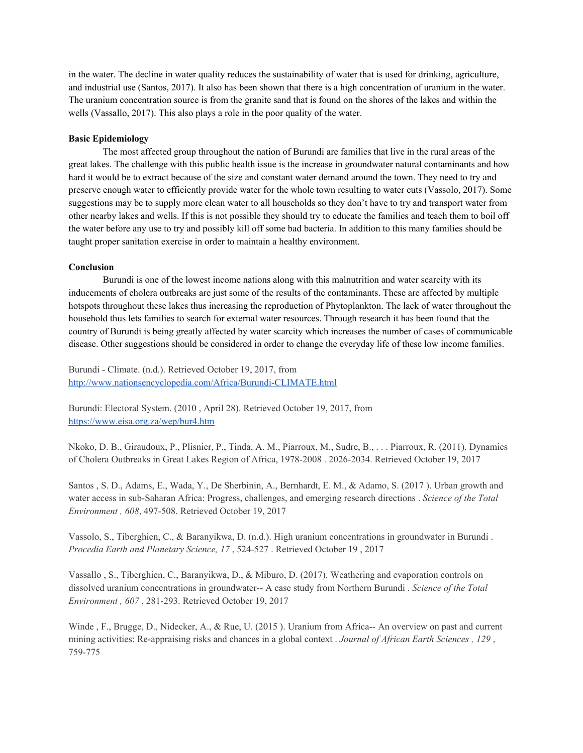in the water. The decline in water quality reduces the sustainability of water that is used for drinking, agriculture, and industrial use (Santos, 2017). It also has been shown that there is a high concentration of uranium in the water. The uranium concentration source is from the granite sand that is found on the shores of the lakes and within the wells (Vassallo, 2017). This also plays a role in the poor quality of the water.

**Basic Epidemiology**

The most affected group throughout the nation of Burundi are families that live in the rural areas of the great lakes. The challenge with this public health issue is the increase in groundwater natural contaminants and how hard it would be to extract because of the size and constant water demand around the town. They need to try and preserve enough water to efficiently provide water for the whole town resulting to water cuts (Vassolo, 2017). Some suggestions may be to supply more clean water to all households so they don't have to try and transport water from other nearby lakes and wells. If this is not possible they should try to educate the families and teach them to boil off the water before any use to try and possibly kill off some bad bacteria. In addition to this many families should be taught proper sanitation exercise in order to maintain a healthy environment.

**Conclusion**

Burundi is one of the lowest income nations along with this malnutrition and water scarcity with its inducements of cholera outbreaks are just some of the results of the contaminants. These are affected by multiple hotspots throughout these lakes thus increasing the reproduction of Phytoplankton. The lack of water throughout the household thus lets families to search for external water resources. Through research it has been found that the country of Burundi is being greatly affected by water scarcity which increases the number of cases of communicable disease. Other suggestions should be considered in order to change the everyday life of these low income families.

Burundi - Climate. (n.d.). Retrieved October 19, 2017, from http://www.nationsencyclopedia.com/Africa/Burundi-CLIMATE.html

Burundi: Electoral System. (2010 , April 28). Retrieved October 19, 2017, from https://www.eisa.org.za/wep/bur4.htm

Nkoko, D. B., Giraudoux, P., Plisnier, P., Tinda, A. M., Piarroux, M., Sudre, B., . . . Piarroux, R. (2011). Dynamics of Cholera Outbreaks in Great Lakes Region of Africa, 1978-2008 . 2026-2034. Retrieved October 19, 2017

Santos , S. D., Adams, E., Wada, Y., De Sherbinin, A., Bernhardt, E. M., & Adamo, S. (2017 ). Urban growth and water access in sub-Saharan Africa: Progress, challenges, and emerging research directions . *Science of the Total Environment , 608*, 497-508. Retrieved October 19, 2017

Vassolo, S., Tiberghien, C., & Baranyikwa, D. (n.d.). High uranium concentrations in groundwater in Burundi . *Procedia Earth and Planetary Science, 17* , 524-527 . Retrieved October 19 , 2017

Vassallo , S., Tiberghien, C., Baranyikwa, D., & Miburo, D. (2017). Weathering and evaporation controls on dissolved uranium concentrations in groundwater-- A case study from Northern Burundi . *Science of the Total Environment , 607* , 281-293. Retrieved October 19, 2017

Winde , F., Brugge, D., Nidecker, A., & Rue, U. (2015 ). Uranium from Africa-- An overview on past and current mining activities: Re-appraising risks and chances in a global context . *Journal of African Earth Sciences , 129* , 759-775